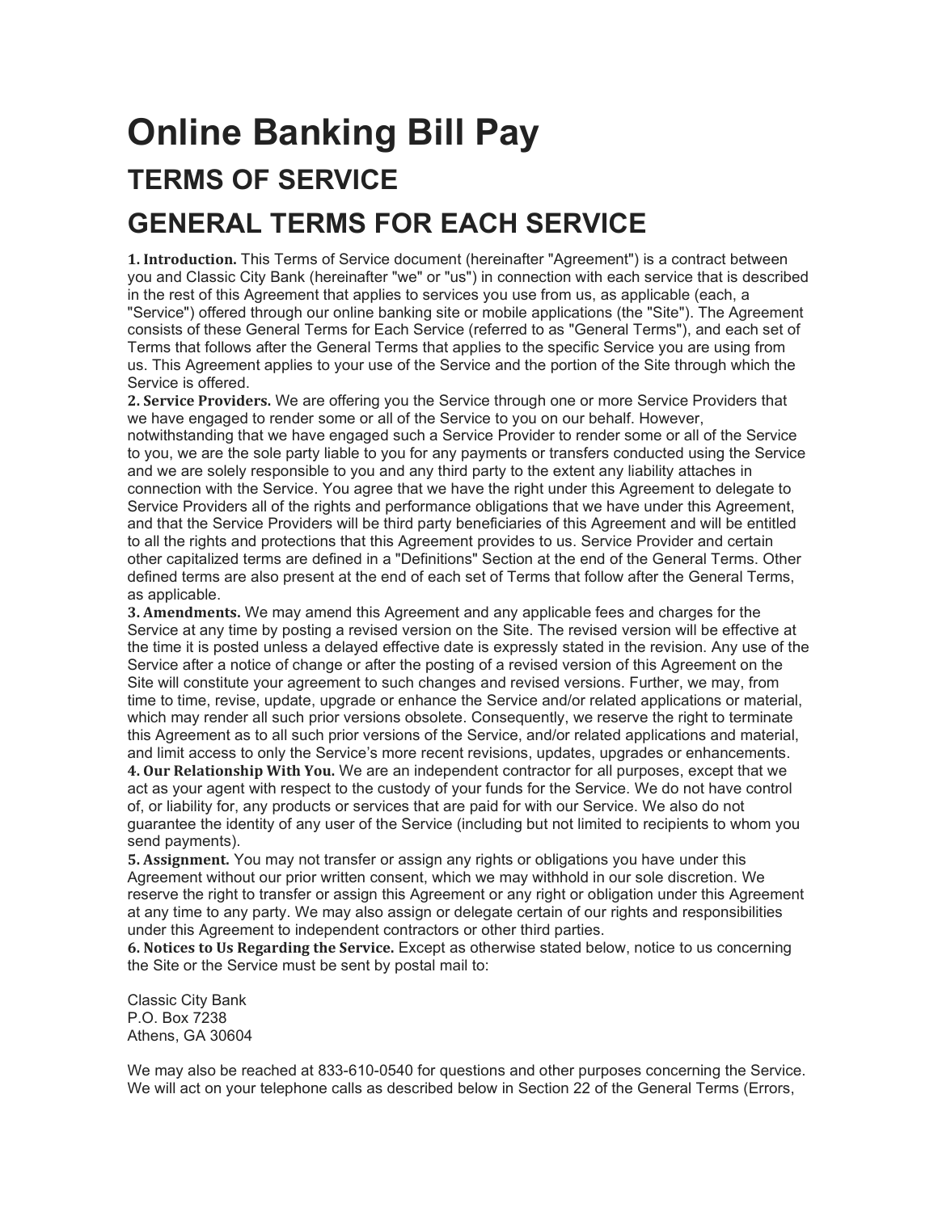# Online Banking Bill Pay

## TERMS OF SERVICE

## GENERAL TERMS FOR EACH SERVICE

**1. Introduction.** This Terms of Service document (hereinafter "Agreement") is a contract between you and Classic City Bank (hereinafter "we" or "us") in connection with each service that is described in the rest of this Agreement that applies to services you use from us, as applicable (each, a "Service") offered through our online banking site or mobile applications (the "Site"). The Agreement consists of these General Terms for Each Service (referred to as "General Terms"), and each set of Terms that follows after the General Terms that applies to the specific Service you are using from us. This Agreement applies to your use of the Service and the portion of the Site through which the Service is offered.

**2. Service Providers.** We are offering you the Service through one or more Service Providers that we have engaged to render some or all of the Service to you on our behalf. However, notwithstanding that we have engaged such a Service Provider to render some or all of the Service to you, we are the sole party liable to you for any payments or transfers conducted using the Service and we are solely responsible to you and any third party to the extent any liability attaches in connection with the Service. You agree that we have the right under this Agreement to delegate to Service Providers all of the rights and performance obligations that we have under this Agreement, and that the Service Providers will be third party beneficiaries of this Agreement and will be entitled to all the rights and protections that this Agreement provides to us. Service Provider and certain other capitalized terms are defined in a "Definitions" Section at the end of the General Terms. Other defined terms are also present at the end of each set of Terms that follow after the General Terms, as applicable.

**3. Amendments.** We may amend this Agreement and any applicable fees and charges for the Service at any time by posting a revised version on the Site. The revised version will be effective at the time it is posted unless a delayed effective date is expressly stated in the revision. Any use of the Service after a notice of change or after the posting of a revised version of this Agreement on the Site will constitute your agreement to such changes and revised versions. Further, we may, from time to time, revise, update, upgrade or enhance the Service and/or related applications or material, which may render all such prior versions obsolete. Consequently, we reserve the right to terminate this Agreement as to all such prior versions of the Service, and/or related applications and material, and limit access to only the Service's more recent revisions, updates, upgrades or enhancements.

**4. Our Relationship With You.** We are an independent contractor for all purposes, except that we act as your agent with respect to the custody of your funds for the Service. We do not have control of, or liability for, any products or services that are paid for with our Service. We also do not guarantee the identity of any user of the Service (including but not limited to recipients to whom you send payments).

**5. Assignment.** You may not transfer or assign any rights or obligations you have under this Agreement without our prior written consent, which we may withhold in our sole discretion. We reserve the right to transfer or assign this Agreement or any right or obligation under this Agreement at any time to any party. We may also assign or delegate certain of our rights and responsibilities under this Agreement to independent contractors or other third parties.

**6. Notices to Us Regarding the Service.** Except as otherwise stated below, notice to us concerning the Site or the Service must be sent by postal mail to:

Classic City Bank
P.O. Box 7238
Athens, GA 30604

We may also be reached at 833-610-0540 for questions and other purposes concerning the Service. We will act on your telephone calls as described below in Section 22 of the General Terms (Errors,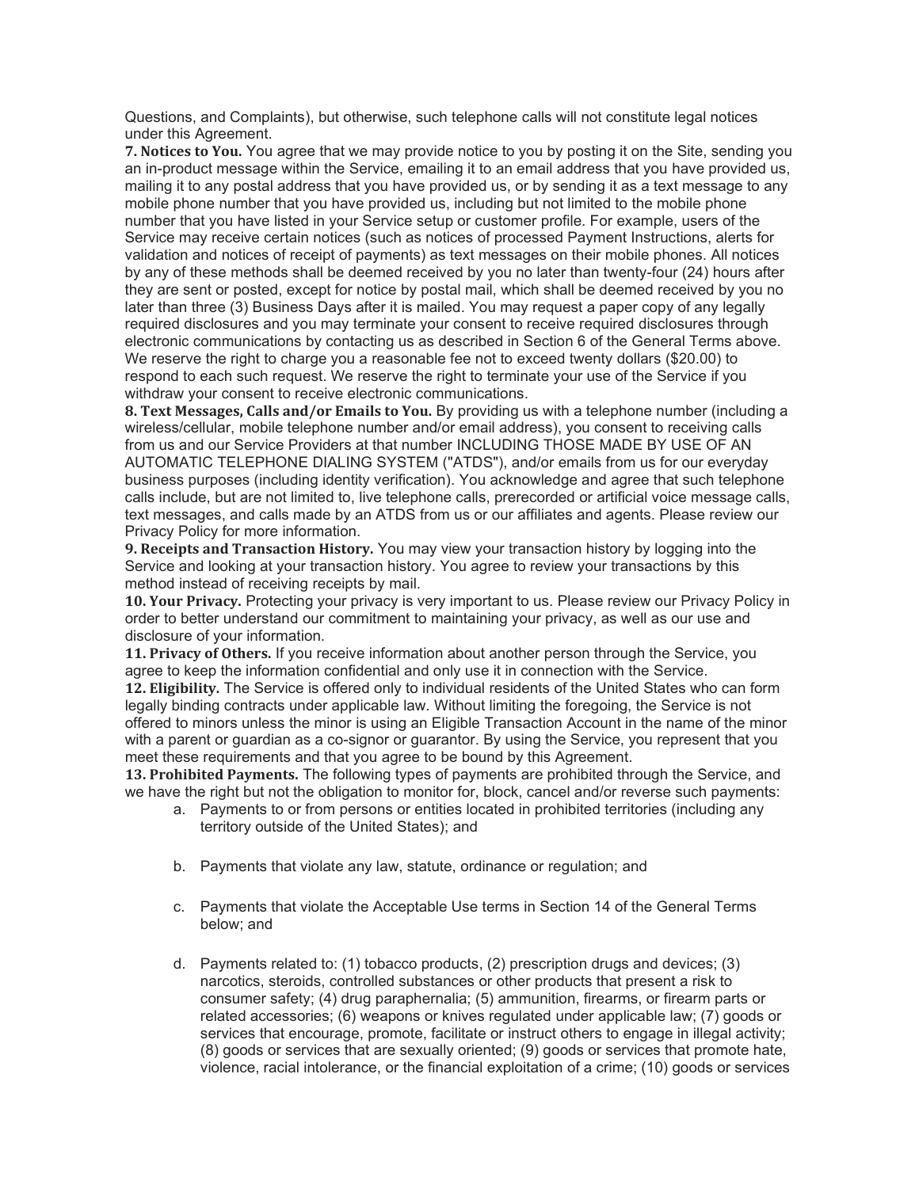Questions, and Complaints), but otherwise, such telephone calls will not constitute legal notices under this Agreement.

**7. Notices to You.** You agree that we may provide notice to you by posting it on the Site, sending you an in-product message within the Service, emailing it to an email address that you have provided us, mailing it to any postal address that you have provided us, or by sending it as a text message to any mobile phone number that you have provided us, including but not limited to the mobile phone number that you have listed in your Service setup or customer profile. For example, users of the Service may receive certain notices (such as notices of processed Payment Instructions, alerts for validation and notices of receipt of payments) as text messages on their mobile phones. All notices by any of these methods shall be deemed received by you no later than twenty-four (24) hours after they are sent or posted, except for notice by postal mail, which shall be deemed received by you no later than three (3) Business Days after it is mailed. You may request a paper copy of any legally required disclosures and you may terminate your consent to receive required disclosures through electronic communications by contacting us as described in Section 6 of the General Terms above. We reserve the right to charge you a reasonable fee not to exceed twenty dollars ($20.00) to respond to each such request. We reserve the right to terminate your use of the Service if you withdraw your consent to receive electronic communications.

**8. Text Messages, Calls and/or Emails to You.** By providing us with a telephone number (including a wireless/cellular, mobile telephone number and/or email address), you consent to receiving calls from us and our Service Providers at that number INCLUDING THOSE MADE BY USE OF AN AUTOMATIC TELEPHONE DIALING SYSTEM ("ATDS"), and/or emails from us for our everyday business purposes (including identity verification). You acknowledge and agree that such telephone calls include, but are not limited to, live telephone calls, prerecorded or artificial voice message calls, text messages, and calls made by an ATDS from us or our affiliates and agents. Please review our Privacy Policy for more information.

**9. Receipts and Transaction History.** You may view your transaction history by logging into the Service and looking at your transaction history. You agree to review your transactions by this method instead of receiving receipts by mail.

**10. Your Privacy.** Protecting your privacy is very important to us. Please review our Privacy Policy in order to better understand our commitment to maintaining your privacy, as well as our use and disclosure of your information.

**11. Privacy of Others.** If you receive information about another person through the Service, you agree to keep the information confidential and only use it in connection with the Service.

**12. Eligibility.** The Service is offered only to individual residents of the United States who can form legally binding contracts under applicable law. Without limiting the foregoing, the Service is not offered to minors unless the minor is using an Eligible Transaction Account in the name of the minor with a parent or guardian as a co-signor or guarantor. By using the Service, you represent that you meet these requirements and that you agree to be bound by this Agreement.

**13. Prohibited Payments.** The following types of payments are prohibited through the Service, and we have the right but not the obligation to monitor for, block, cancel and/or reverse such payments:

a. Payments to or from persons or entities located in prohibited territories (including any territory outside of the United States); and

b. Payments that violate any law, statute, ordinance or regulation; and

c. Payments that violate the Acceptable Use terms in Section 14 of the General Terms below; and

d. Payments related to: (1) tobacco products, (2) prescription drugs and devices; (3) narcotics, steroids, controlled substances or other products that present a risk to consumer safety; (4) drug paraphernalia; (5) ammunition, firearms, or firearm parts or related accessories; (6) weapons or knives regulated under applicable law; (7) goods or services that encourage, promote, facilitate or instruct others to engage in illegal activity; (8) goods or services that are sexually oriented; (9) goods or services that promote hate, violence, racial intolerance, or the financial exploitation of a crime; (10) goods or services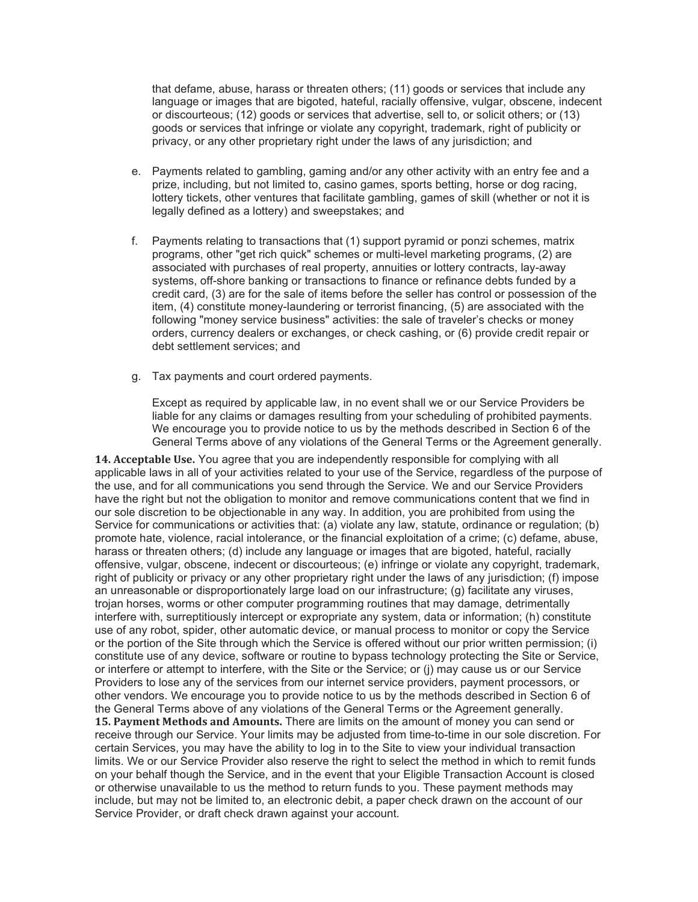that defame, abuse, harass or threaten others; (11) goods or services that include any language or images that are bigoted, hateful, racially offensive, vulgar, obscene, indecent or discourteous; (12) goods or services that advertise, sell to, or solicit others; or (13) goods or services that infringe or violate any copyright, trademark, right of publicity or privacy, or any other proprietary right under the laws of any jurisdiction; and

e. Payments related to gambling, gaming and/or any other activity with an entry fee and a prize, including, but not limited to, casino games, sports betting, horse or dog racing, lottery tickets, other ventures that facilitate gambling, games of skill (whether or not it is legally defined as a lottery) and sweepstakes; and

f. Payments relating to transactions that (1) support pyramid or ponzi schemes, matrix programs, other "get rich quick" schemes or multi-level marketing programs, (2) are associated with purchases of real property, annuities or lottery contracts, lay-away systems, off-shore banking or transactions to finance or refinance debts funded by a credit card, (3) are for the sale of items before the seller has control or possession of the item, (4) constitute money-laundering or terrorist financing, (5) are associated with the following "money service business" activities: the sale of traveler's checks or money orders, currency dealers or exchanges, or check cashing, or (6) provide credit repair or debt settlement services; and

g. Tax payments and court ordered payments.

Except as required by applicable law, in no event shall we or our Service Providers be liable for any claims or damages resulting from your scheduling of prohibited payments. We encourage you to provide notice to us by the methods described in Section 6 of the General Terms above of any violations of the General Terms or the Agreement generally.

**14. Acceptable Use.** You agree that you are independently responsible for complying with all applicable laws in all of your activities related to your use of the Service, regardless of the purpose of the use, and for all communications you send through the Service. We and our Service Providers have the right but not the obligation to monitor and remove communications content that we find in our sole discretion to be objectionable in any way. In addition, you are prohibited from using the Service for communications or activities that: (a) violate any law, statute, ordinance or regulation; (b) promote hate, violence, racial intolerance, or the financial exploitation of a crime; (c) defame, abuse, harass or threaten others; (d) include any language or images that are bigoted, hateful, racially offensive, vulgar, obscene, indecent or discourteous; (e) infringe or violate any copyright, trademark, right of publicity or privacy or any other proprietary right under the laws of any jurisdiction; (f) impose an unreasonable or disproportionately large load on our infrastructure; (g) facilitate any viruses, trojan horses, worms or other computer programming routines that may damage, detrimentally interfere with, surreptitiously intercept or expropriate any system, data or information; (h) constitute use of any robot, spider, other automatic device, or manual process to monitor or copy the Service or the portion of the Site through which the Service is offered without our prior written permission; (i) constitute use of any device, software or routine to bypass technology protecting the Site or Service, or interfere or attempt to interfere, with the Site or the Service; or (j) may cause us or our Service Providers to lose any of the services from our internet service providers, payment processors, or other vendors. We encourage you to provide notice to us by the methods described in Section 6 of the General Terms above of any violations of the General Terms or the Agreement generally.

**15. Payment Methods and Amounts.** There are limits on the amount of money you can send or receive through our Service. Your limits may be adjusted from time-to-time in our sole discretion. For certain Services, you may have the ability to log in to the Site to view your individual transaction limits. We or our Service Provider also reserve the right to select the method in which to remit funds on your behalf though the Service, and in the event that your Eligible Transaction Account is closed or otherwise unavailable to us the method to return funds to you. These payment methods may include, but may not be limited to, an electronic debit, a paper check drawn on the account of our Service Provider, or draft check drawn against your account.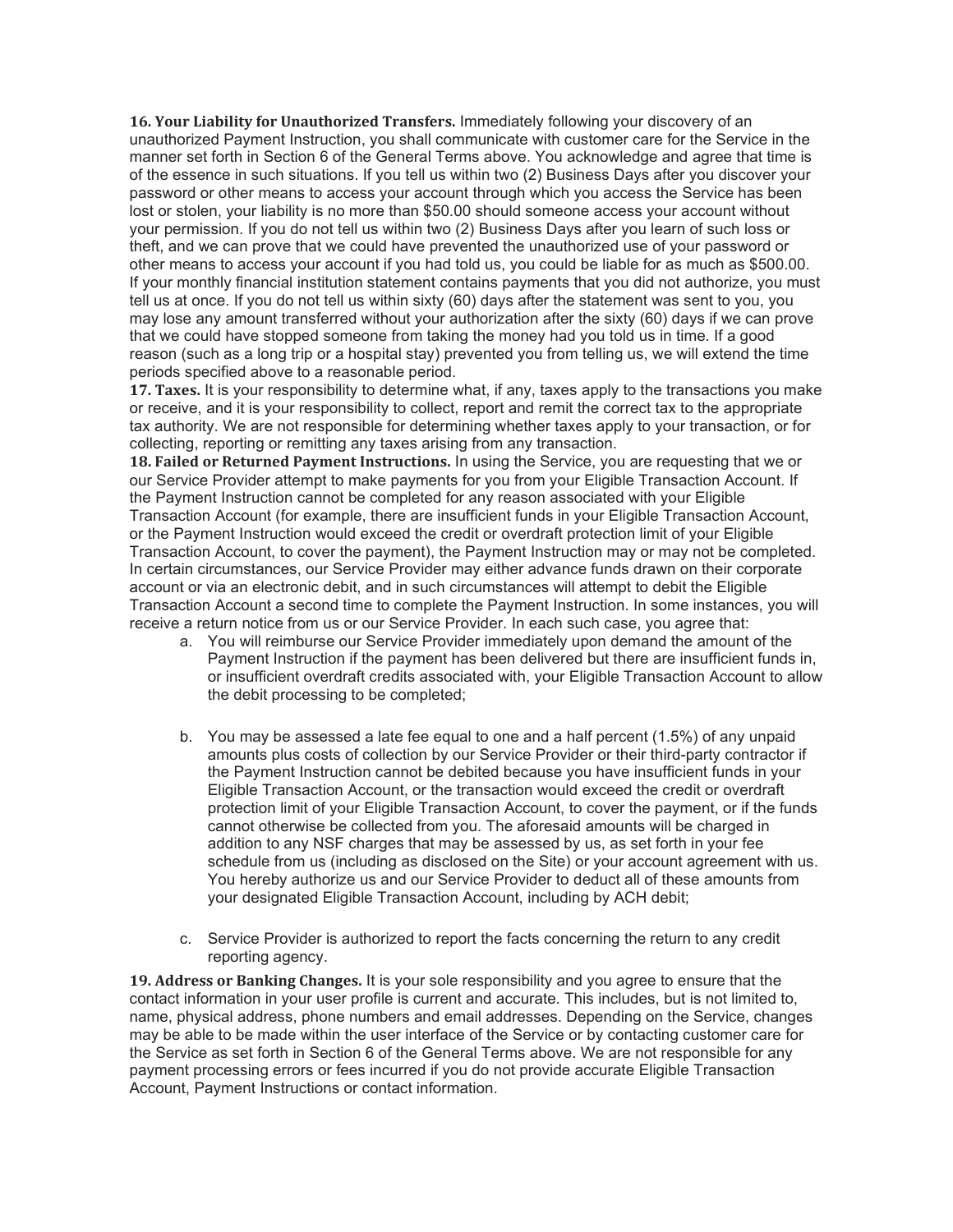**16. Your Liability for Unauthorized Transfers.** Immediately following your discovery of an unauthorized Payment Instruction, you shall communicate with customer care for the Service in the manner set forth in Section 6 of the General Terms above. You acknowledge and agree that time is of the essence in such situations. If you tell us within two (2) Business Days after you discover your password or other means to access your account through which you access the Service has been lost or stolen, your liability is no more than $50.00 should someone access your account without your permission. If you do not tell us within two (2) Business Days after you learn of such loss or theft, and we can prove that we could have prevented the unauthorized use of your password or other means to access your account if you had told us, you could be liable for as much as $500.00. If your monthly financial institution statement contains payments that you did not authorize, you must tell us at once. If you do not tell us within sixty (60) days after the statement was sent to you, you may lose any amount transferred without your authorization after the sixty (60) days if we can prove that we could have stopped someone from taking the money had you told us in time. If a good reason (such as a long trip or a hospital stay) prevented you from telling us, we will extend the time periods specified above to a reasonable period.

**17. Taxes.** It is your responsibility to determine what, if any, taxes apply to the transactions you make or receive, and it is your responsibility to collect, report and remit the correct tax to the appropriate tax authority. We are not responsible for determining whether taxes apply to your transaction, or for collecting, reporting or remitting any taxes arising from any transaction.

**18. Failed or Returned Payment Instructions.** In using the Service, you are requesting that we or our Service Provider attempt to make payments for you from your Eligible Transaction Account. If the Payment Instruction cannot be completed for any reason associated with your Eligible Transaction Account (for example, there are insufficient funds in your Eligible Transaction Account, or the Payment Instruction would exceed the credit or overdraft protection limit of your Eligible Transaction Account, to cover the payment), the Payment Instruction may or may not be completed. In certain circumstances, our Service Provider may either advance funds drawn on their corporate account or via an electronic debit, and in such circumstances will attempt to debit the Eligible Transaction Account a second time to complete the Payment Instruction. In some instances, you will receive a return notice from us or our Service Provider. In each such case, you agree that:

a. You will reimburse our Service Provider immediately upon demand the amount of the Payment Instruction if the payment has been delivered but there are insufficient funds in, or insufficient overdraft credits associated with, your Eligible Transaction Account to allow the debit processing to be completed;

b. You may be assessed a late fee equal to one and a half percent (1.5%) of any unpaid amounts plus costs of collection by our Service Provider or their third-party contractor if the Payment Instruction cannot be debited because you have insufficient funds in your Eligible Transaction Account, or the transaction would exceed the credit or overdraft protection limit of your Eligible Transaction Account, to cover the payment, or if the funds cannot otherwise be collected from you. The aforesaid amounts will be charged in addition to any NSF charges that may be assessed by us, as set forth in your fee schedule from us (including as disclosed on the Site) or your account agreement with us. You hereby authorize us and our Service Provider to deduct all of these amounts from your designated Eligible Transaction Account, including by ACH debit;

c. Service Provider is authorized to report the facts concerning the return to any credit reporting agency.

**19. Address or Banking Changes.** It is your sole responsibility and you agree to ensure that the contact information in your user profile is current and accurate. This includes, but is not limited to, name, physical address, phone numbers and email addresses. Depending on the Service, changes may be able to be made within the user interface of the Service or by contacting customer care for the Service as set forth in Section 6 of the General Terms above. We are not responsible for any payment processing errors or fees incurred if you do not provide accurate Eligible Transaction Account, Payment Instructions or contact information.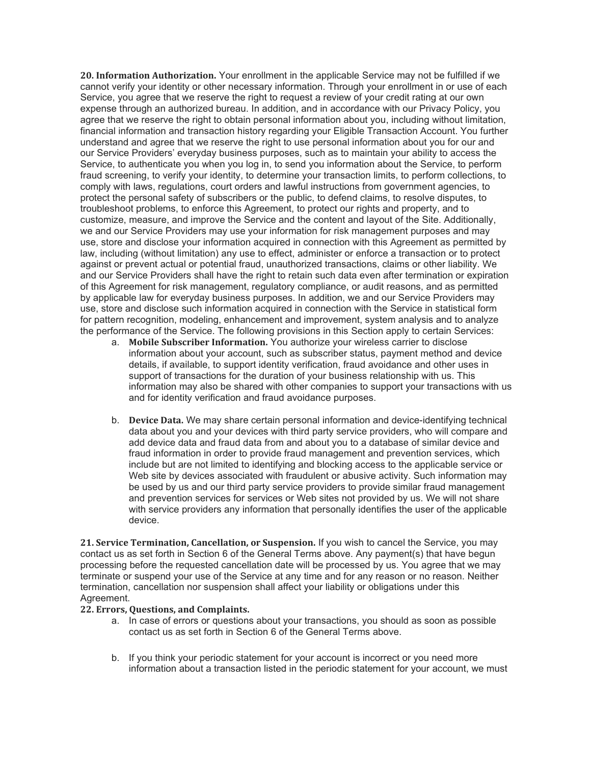**20. Information Authorization.** Your enrollment in the applicable Service may not be fulfilled if we cannot verify your identity or other necessary information. Through your enrollment in or use of each Service, you agree that we reserve the right to request a review of your credit rating at our own expense through an authorized bureau. In addition, and in accordance with our Privacy Policy, you agree that we reserve the right to obtain personal information about you, including without limitation, financial information and transaction history regarding your Eligible Transaction Account. You further understand and agree that we reserve the right to use personal information about you for our and our Service Providers' everyday business purposes, such as to maintain your ability to access the Service, to authenticate you when you log in, to send you information about the Service, to perform fraud screening, to verify your identity, to determine your transaction limits, to perform collections, to comply with laws, regulations, court orders and lawful instructions from government agencies, to protect the personal safety of subscribers or the public, to defend claims, to resolve disputes, to troubleshoot problems, to enforce this Agreement, to protect our rights and property, and to customize, measure, and improve the Service and the content and layout of the Site. Additionally, we and our Service Providers may use your information for risk management purposes and may use, store and disclose your information acquired in connection with this Agreement as permitted by law, including (without limitation) any use to effect, administer or enforce a transaction or to protect against or prevent actual or potential fraud, unauthorized transactions, claims or other liability. We and our Service Providers shall have the right to retain such data even after termination or expiration of this Agreement for risk management, regulatory compliance, or audit reasons, and as permitted by applicable law for everyday business purposes. In addition, we and our Service Providers may use, store and disclose such information acquired in connection with the Service in statistical form for pattern recognition, modeling, enhancement and improvement, system analysis and to analyze the performance of the Service. The following provisions in this Section apply to certain Services:

a. **Mobile Subscriber Information.** You authorize your wireless carrier to disclose information about your account, such as subscriber status, payment method and device details, if available, to support identity verification, fraud avoidance and other uses in support of transactions for the duration of your business relationship with us. This information may also be shared with other companies to support your transactions with us and for identity verification and fraud avoidance purposes.

b. **Device Data.** We may share certain personal information and device-identifying technical data about you and your devices with third party service providers, who will compare and add device data and fraud data from and about you to a database of similar device and fraud information in order to provide fraud management and prevention services, which include but are not limited to identifying and blocking access to the applicable service or Web site by devices associated with fraudulent or abusive activity. Such information may be used by us and our third party service providers to provide similar fraud management and prevention services for services or Web sites not provided by us. We will not share with service providers any information that personally identifies the user of the applicable device.

**21. Service Termination, Cancellation, or Suspension.** If you wish to cancel the Service, you may contact us as set forth in Section 6 of the General Terms above. Any payment(s) that have begun processing before the requested cancellation date will be processed by us. You agree that we may terminate or suspend your use of the Service at any time and for any reason or no reason. Neither termination, cancellation nor suspension shall affect your liability or obligations under this Agreement.

**22. Errors, Questions, and Complaints.**

a. In case of errors or questions about your transactions, you should as soon as possible contact us as set forth in Section 6 of the General Terms above.

b. If you think your periodic statement for your account is incorrect or you need more information about a transaction listed in the periodic statement for your account, we must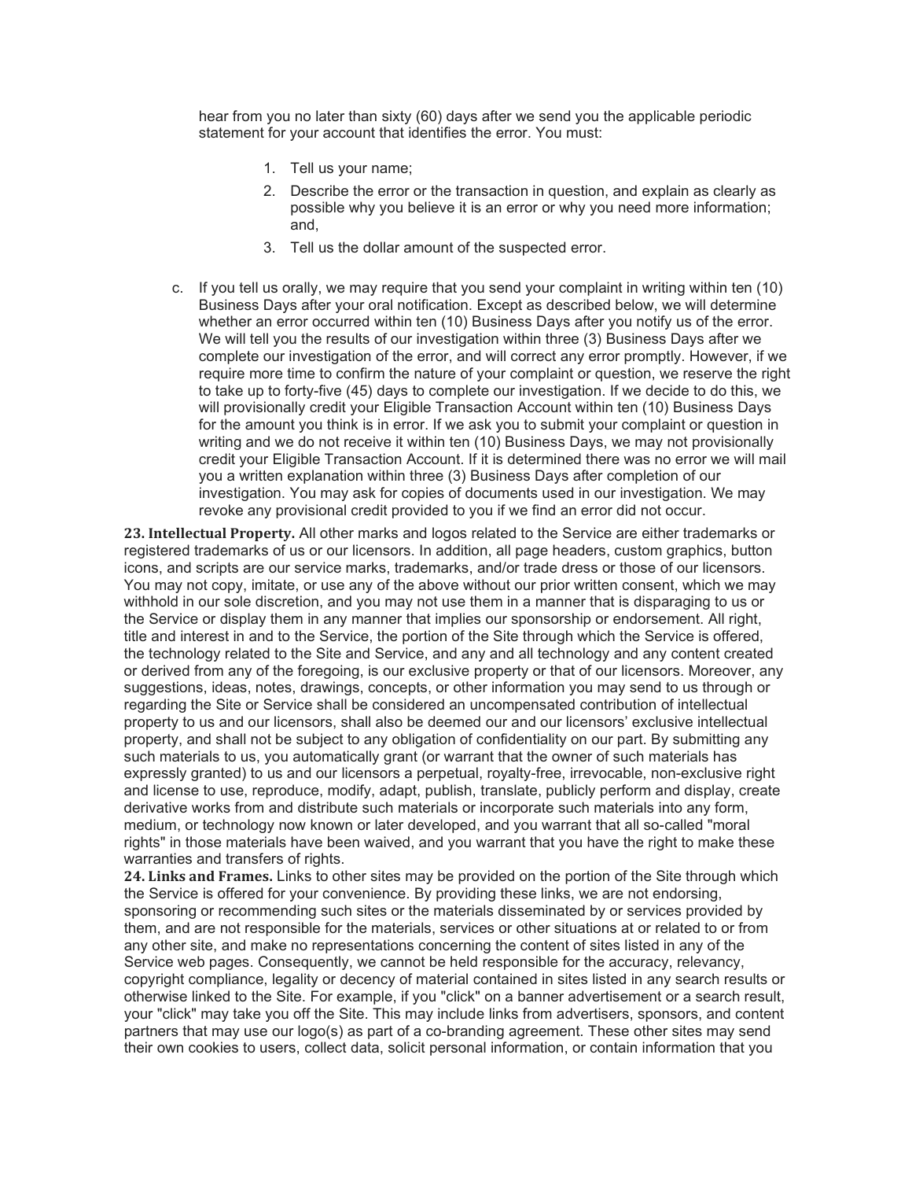hear from you no later than sixty (60) days after we send you the applicable periodic statement for your account that identifies the error. You must:

1. Tell us your name;
2. Describe the error or the transaction in question, and explain as clearly as possible why you believe it is an error or why you need more information; and,
3. Tell us the dollar amount of the suspected error.

c. If you tell us orally, we may require that you send your complaint in writing within ten (10) Business Days after your oral notification. Except as described below, we will determine whether an error occurred within ten (10) Business Days after you notify us of the error. We will tell you the results of our investigation within three (3) Business Days after we complete our investigation of the error, and will correct any error promptly. However, if we require more time to confirm the nature of your complaint or question, we reserve the right to take up to forty-five (45) days to complete our investigation. If we decide to do this, we will provisionally credit your Eligible Transaction Account within ten (10) Business Days for the amount you think is in error. If we ask you to submit your complaint or question in writing and we do not receive it within ten (10) Business Days, we may not provisionally credit your Eligible Transaction Account. If it is determined there was no error we will mail you a written explanation within three (3) Business Days after completion of our investigation. You may ask for copies of documents used in our investigation. We may revoke any provisional credit provided to you if we find an error did not occur.

**23. Intellectual Property.** All other marks and logos related to the Service are either trademarks or registered trademarks of us or our licensors. In addition, all page headers, custom graphics, button icons, and scripts are our service marks, trademarks, and/or trade dress or those of our licensors. You may not copy, imitate, or use any of the above without our prior written consent, which we may withhold in our sole discretion, and you may not use them in a manner that is disparaging to us or the Service or display them in any manner that implies our sponsorship or endorsement. All right, title and interest in and to the Service, the portion of the Site through which the Service is offered, the technology related to the Site and Service, and any and all technology and any content created or derived from any of the foregoing, is our exclusive property or that of our licensors. Moreover, any suggestions, ideas, notes, drawings, concepts, or other information you may send to us through or regarding the Site or Service shall be considered an uncompensated contribution of intellectual property to us and our licensors, shall also be deemed our and our licensors' exclusive intellectual property, and shall not be subject to any obligation of confidentiality on our part. By submitting any such materials to us, you automatically grant (or warrant that the owner of such materials has expressly granted) to us and our licensors a perpetual, royalty-free, irrevocable, non-exclusive right and license to use, reproduce, modify, adapt, publish, translate, publicly perform and display, create derivative works from and distribute such materials or incorporate such materials into any form, medium, or technology now known or later developed, and you warrant that all so-called "moral rights" in those materials have been waived, and you warrant that you have the right to make these warranties and transfers of rights.

**24. Links and Frames.** Links to other sites may be provided on the portion of the Site through which the Service is offered for your convenience. By providing these links, we are not endorsing, sponsoring or recommending such sites or the materials disseminated by or services provided by them, and are not responsible for the materials, services or other situations at or related to or from any other site, and make no representations concerning the content of sites listed in any of the Service web pages. Consequently, we cannot be held responsible for the accuracy, relevancy, copyright compliance, legality or decency of material contained in sites listed in any search results or otherwise linked to the Site. For example, if you "click" on a banner advertisement or a search result, your "click" may take you off the Site. This may include links from advertisers, sponsors, and content partners that may use our logo(s) as part of a co-branding agreement. These other sites may send their own cookies to users, collect data, solicit personal information, or contain information that you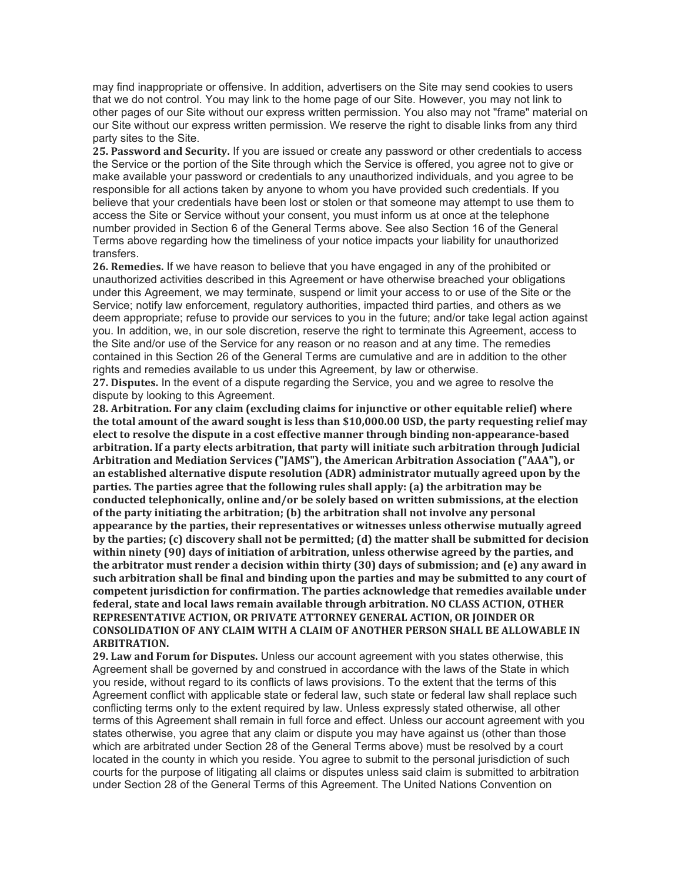may find inappropriate or offensive. In addition, advertisers on the Site may send cookies to users that we do not control. You may link to the home page of our Site. However, you may not link to other pages of our Site without our express written permission. You also may not "frame" material on our Site without our express written permission. We reserve the right to disable links from any third party sites to the Site.

**25. Password and Security.** If you are issued or create any password or other credentials to access the Service or the portion of the Site through which the Service is offered, you agree not to give or make available your password or credentials to any unauthorized individuals, and you agree to be responsible for all actions taken by anyone to whom you have provided such credentials. If you believe that your credentials have been lost or stolen or that someone may attempt to use them to access the Site or Service without your consent, you must inform us at once at the telephone number provided in Section 6 of the General Terms above. See also Section 16 of the General Terms above regarding how the timeliness of your notice impacts your liability for unauthorized transfers.

**26. Remedies.** If we have reason to believe that you have engaged in any of the prohibited or unauthorized activities described in this Agreement or have otherwise breached your obligations under this Agreement, we may terminate, suspend or limit your access to or use of the Site or the Service; notify law enforcement, regulatory authorities, impacted third parties, and others as we deem appropriate; refuse to provide our services to you in the future; and/or take legal action against you. In addition, we, in our sole discretion, reserve the right to terminate this Agreement, access to the Site and/or use of the Service for any reason or no reason and at any time. The remedies contained in this Section 26 of the General Terms are cumulative and are in addition to the other rights and remedies available to us under this Agreement, by law or otherwise.

**27. Disputes.** In the event of a dispute regarding the Service, you and we agree to resolve the dispute by looking to this Agreement.

**28. Arbitration. For any claim (excluding claims for injunctive or other equitable relief) where the total amount of the award sought is less than $10,000.00 USD, the party requesting relief may elect to resolve the dispute in a cost effective manner through binding non-appearance-based arbitration. If a party elects arbitration, that party will initiate such arbitration through Judicial Arbitration and Mediation Services ("JAMS"), the American Arbitration Association ("AAA"), or an established alternative dispute resolution (ADR) administrator mutually agreed upon by the parties. The parties agree that the following rules shall apply: (a) the arbitration may be conducted telephonically, online and/or be solely based on written submissions, at the election of the party initiating the arbitration; (b) the arbitration shall not involve any personal appearance by the parties, their representatives or witnesses unless otherwise mutually agreed by the parties; (c) discovery shall not be permitted; (d) the matter shall be submitted for decision within ninety (90) days of initiation of arbitration, unless otherwise agreed by the parties, and the arbitrator must render a decision within thirty (30) days of submission; and (e) any award in such arbitration shall be final and binding upon the parties and may be submitted to any court of competent jurisdiction for confirmation. The parties acknowledge that remedies available under federal, state and local laws remain available through arbitration. NO CLASS ACTION, OTHER REPRESENTATIVE ACTION, OR PRIVATE ATTORNEY GENERAL ACTION, OR JOINDER OR CONSOLIDATION OF ANY CLAIM WITH A CLAIM OF ANOTHER PERSON SHALL BE ALLOWABLE IN ARBITRATION.**

**29. Law and Forum for Disputes.** Unless our account agreement with you states otherwise, this Agreement shall be governed by and construed in accordance with the laws of the State in which you reside, without regard to its conflicts of laws provisions. To the extent that the terms of this Agreement conflict with applicable state or federal law, such state or federal law shall replace such conflicting terms only to the extent required by law. Unless expressly stated otherwise, all other terms of this Agreement shall remain in full force and effect. Unless our account agreement with you states otherwise, you agree that any claim or dispute you may have against us (other than those which are arbitrated under Section 28 of the General Terms above) must be resolved by a court located in the county in which you reside. You agree to submit to the personal jurisdiction of such courts for the purpose of litigating all claims or disputes unless said claim is submitted to arbitration under Section 28 of the General Terms of this Agreement. The United Nations Convention on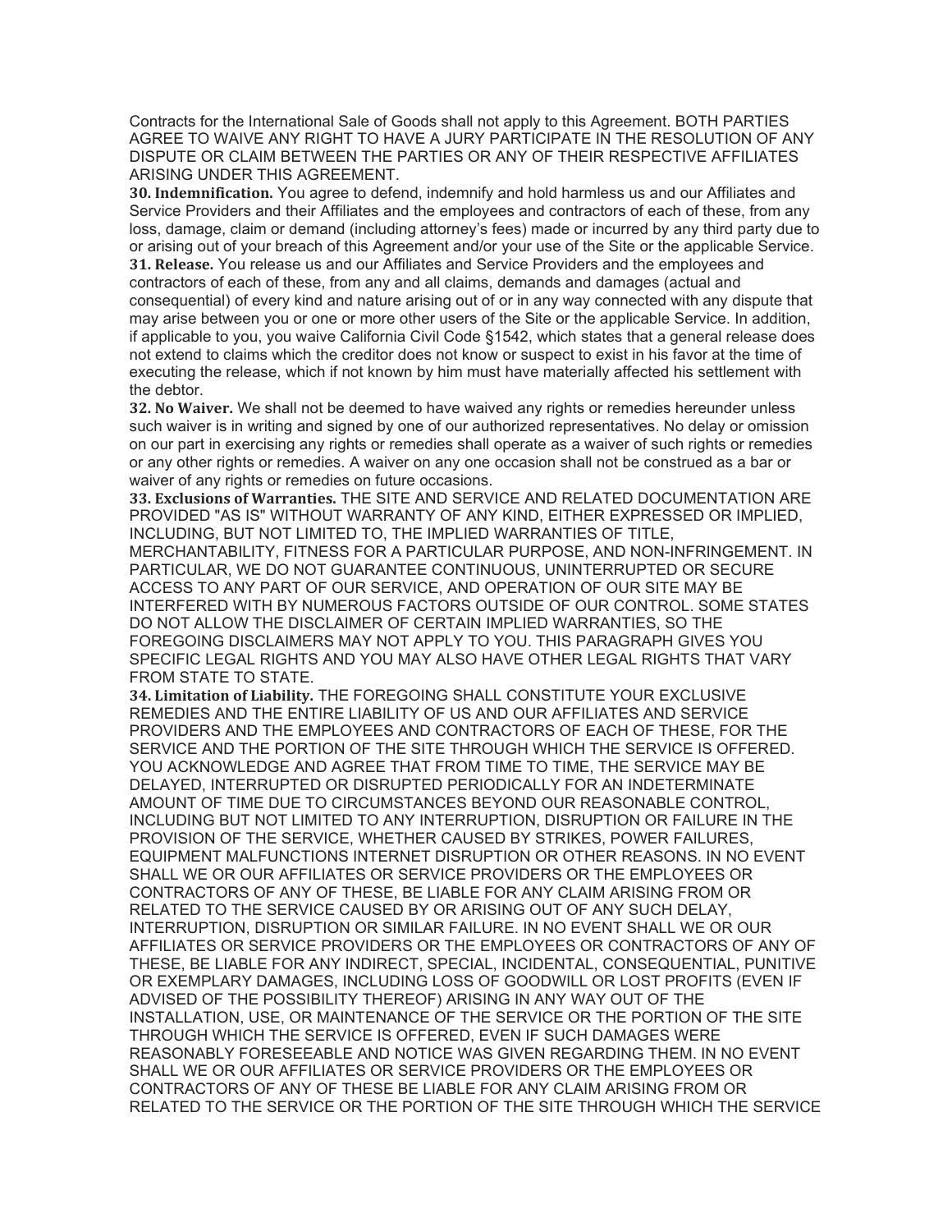Contracts for the International Sale of Goods shall not apply to this Agreement. BOTH PARTIES AGREE TO WAIVE ANY RIGHT TO HAVE A JURY PARTICIPATE IN THE RESOLUTION OF ANY DISPUTE OR CLAIM BETWEEN THE PARTIES OR ANY OF THEIR RESPECTIVE AFFILIATES ARISING UNDER THIS AGREEMENT.

**30. Indemnification.** You agree to defend, indemnify and hold harmless us and our Affiliates and Service Providers and their Affiliates and the employees and contractors of each of these, from any loss, damage, claim or demand (including attorney's fees) made or incurred by any third party due to or arising out of your breach of this Agreement and/or your use of the Site or the applicable Service.

**31. Release.** You release us and our Affiliates and Service Providers and the employees and contractors of each of these, from any and all claims, demands and damages (actual and consequential) of every kind and nature arising out of or in any way connected with any dispute that may arise between you or one or more other users of the Site or the applicable Service. In addition, if applicable to you, you waive California Civil Code §1542, which states that a general release does not extend to claims which the creditor does not know or suspect to exist in his favor at the time of executing the release, which if not known by him must have materially affected his settlement with the debtor.

**32. No Waiver.** We shall not be deemed to have waived any rights or remedies hereunder unless such waiver is in writing and signed by one of our authorized representatives. No delay or omission on our part in exercising any rights or remedies shall operate as a waiver of such rights or remedies or any other rights or remedies. A waiver on any one occasion shall not be construed as a bar or waiver of any rights or remedies on future occasions.

**33. Exclusions of Warranties.** THE SITE AND SERVICE AND RELATED DOCUMENTATION ARE PROVIDED "AS IS" WITHOUT WARRANTY OF ANY KIND, EITHER EXPRESSED OR IMPLIED, INCLUDING, BUT NOT LIMITED TO, THE IMPLIED WARRANTIES OF TITLE, MERCHANTABILITY, FITNESS FOR A PARTICULAR PURPOSE, AND NON-INFRINGEMENT. IN PARTICULAR, WE DO NOT GUARANTEE CONTINUOUS, UNINTERRUPTED OR SECURE ACCESS TO ANY PART OF OUR SERVICE, AND OPERATION OF OUR SITE MAY BE INTERFERED WITH BY NUMEROUS FACTORS OUTSIDE OF OUR CONTROL. SOME STATES DO NOT ALLOW THE DISCLAIMER OF CERTAIN IMPLIED WARRANTIES, SO THE FOREGOING DISCLAIMERS MAY NOT APPLY TO YOU. THIS PARAGRAPH GIVES YOU SPECIFIC LEGAL RIGHTS AND YOU MAY ALSO HAVE OTHER LEGAL RIGHTS THAT VARY FROM STATE TO STATE.

**34. Limitation of Liability.** THE FOREGOING SHALL CONSTITUTE YOUR EXCLUSIVE REMEDIES AND THE ENTIRE LIABILITY OF US AND OUR AFFILIATES AND SERVICE PROVIDERS AND THE EMPLOYEES AND CONTRACTORS OF EACH OF THESE, FOR THE SERVICE AND THE PORTION OF THE SITE THROUGH WHICH THE SERVICE IS OFFERED. YOU ACKNOWLEDGE AND AGREE THAT FROM TIME TO TIME, THE SERVICE MAY BE DELAYED, INTERRUPTED OR DISRUPTED PERIODICALLY FOR AN INDETERMINATE AMOUNT OF TIME DUE TO CIRCUMSTANCES BEYOND OUR REASONABLE CONTROL, INCLUDING BUT NOT LIMITED TO ANY INTERRUPTION, DISRUPTION OR FAILURE IN THE PROVISION OF THE SERVICE, WHETHER CAUSED BY STRIKES, POWER FAILURES, EQUIPMENT MALFUNCTIONS INTERNET DISRUPTION OR OTHER REASONS. IN NO EVENT SHALL WE OR OUR AFFILIATES OR SERVICE PROVIDERS OR THE EMPLOYEES OR CONTRACTORS OF ANY OF THESE, BE LIABLE FOR ANY CLAIM ARISING FROM OR RELATED TO THE SERVICE CAUSED BY OR ARISING OUT OF ANY SUCH DELAY, INTERRUPTION, DISRUPTION OR SIMILAR FAILURE. IN NO EVENT SHALL WE OR OUR AFFILIATES OR SERVICE PROVIDERS OR THE EMPLOYEES OR CONTRACTORS OF ANY OF THESE, BE LIABLE FOR ANY INDIRECT, SPECIAL, INCIDENTAL, CONSEQUENTIAL, PUNITIVE OR EXEMPLARY DAMAGES, INCLUDING LOSS OF GOODWILL OR LOST PROFITS (EVEN IF ADVISED OF THE POSSIBILITY THEREOF) ARISING IN ANY WAY OUT OF THE INSTALLATION, USE, OR MAINTENANCE OF THE SERVICE OR THE PORTION OF THE SITE THROUGH WHICH THE SERVICE IS OFFERED, EVEN IF SUCH DAMAGES WERE REASONABLY FORESEEABLE AND NOTICE WAS GIVEN REGARDING THEM. IN NO EVENT SHALL WE OR OUR AFFILIATES OR SERVICE PROVIDERS OR THE EMPLOYEES OR CONTRACTORS OF ANY OF THESE BE LIABLE FOR ANY CLAIM ARISING FROM OR RELATED TO THE SERVICE OR THE PORTION OF THE SITE THROUGH WHICH THE SERVICE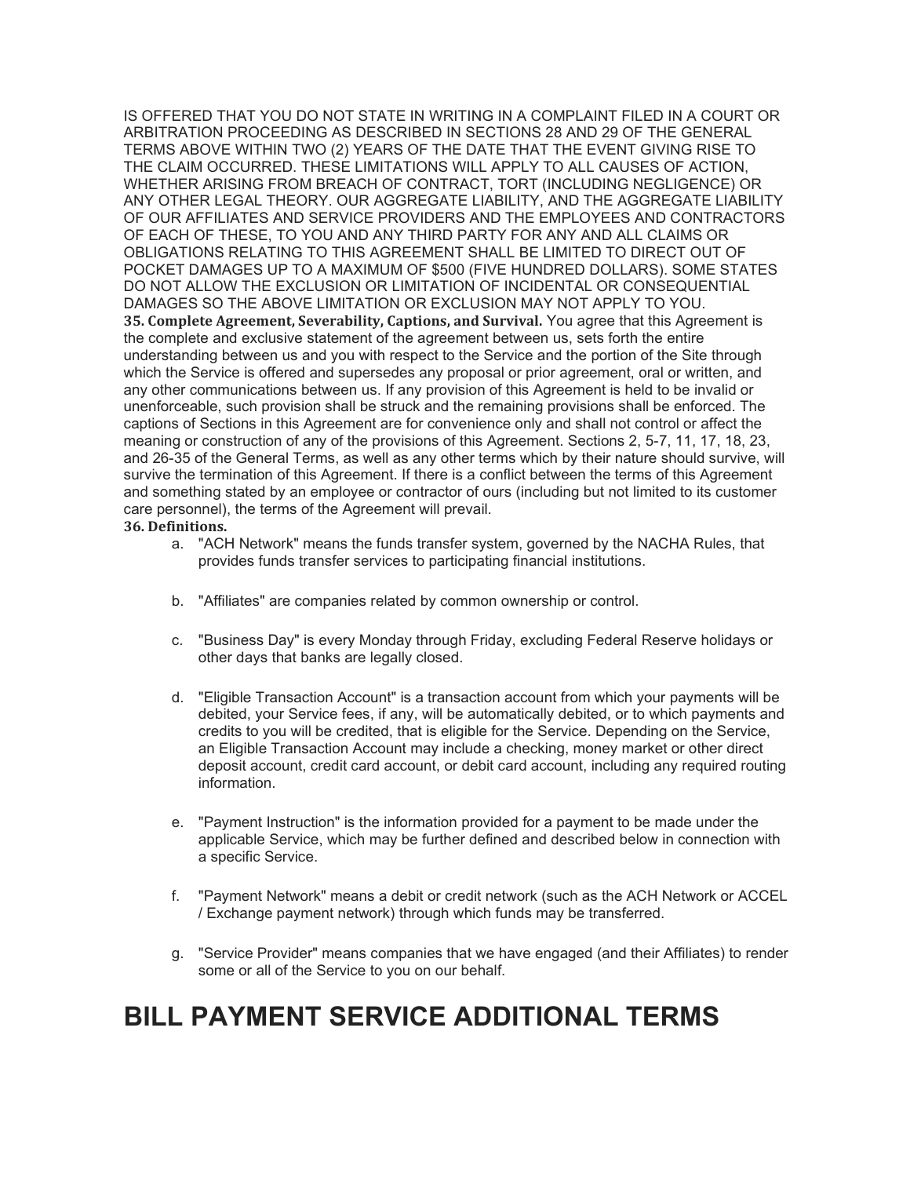IS OFFERED THAT YOU DO NOT STATE IN WRITING IN A COMPLAINT FILED IN A COURT OR ARBITRATION PROCEEDING AS DESCRIBED IN SECTIONS 28 AND 29 OF THE GENERAL TERMS ABOVE WITHIN TWO (2) YEARS OF THE DATE THAT THE EVENT GIVING RISE TO THE CLAIM OCCURRED. THESE LIMITATIONS WILL APPLY TO ALL CAUSES OF ACTION, WHETHER ARISING FROM BREACH OF CONTRACT, TORT (INCLUDING NEGLIGENCE) OR ANY OTHER LEGAL THEORY. OUR AGGREGATE LIABILITY, AND THE AGGREGATE LIABILITY OF OUR AFFILIATES AND SERVICE PROVIDERS AND THE EMPLOYEES AND CONTRACTORS OF EACH OF THESE, TO YOU AND ANY THIRD PARTY FOR ANY AND ALL CLAIMS OR OBLIGATIONS RELATING TO THIS AGREEMENT SHALL BE LIMITED TO DIRECT OUT OF POCKET DAMAGES UP TO A MAXIMUM OF $500 (FIVE HUNDRED DOLLARS). SOME STATES DO NOT ALLOW THE EXCLUSION OR LIMITATION OF INCIDENTAL OR CONSEQUENTIAL DAMAGES SO THE ABOVE LIMITATION OR EXCLUSION MAY NOT APPLY TO YOU.

**35. Complete Agreement, Severability, Captions, and Survival.** You agree that this Agreement is the complete and exclusive statement of the agreement between us, sets forth the entire understanding between us and you with respect to the Service and the portion of the Site through which the Service is offered and supersedes any proposal or prior agreement, oral or written, and any other communications between us. If any provision of this Agreement is held to be invalid or unenforceable, such provision shall be struck and the remaining provisions shall be enforced. The captions of Sections in this Agreement are for convenience only and shall not control or affect the meaning or construction of any of the provisions of this Agreement. Sections 2, 5-7, 11, 17, 18, 23, and 26-35 of the General Terms, as well as any other terms which by their nature should survive, will survive the termination of this Agreement. If there is a conflict between the terms of this Agreement and something stated by an employee or contractor of ours (including but not limited to its customer care personnel), the terms of the Agreement will prevail.

**36. Definitions.**

a. "ACH Network" means the funds transfer system, governed by the NACHA Rules, that provides funds transfer services to participating financial institutions.

b. "Affiliates" are companies related by common ownership or control.

c. "Business Day" is every Monday through Friday, excluding Federal Reserve holidays or other days that banks are legally closed.

d. "Eligible Transaction Account" is a transaction account from which your payments will be debited, your Service fees, if any, will be automatically debited, or to which payments and credits to you will be credited, that is eligible for the Service. Depending on the Service, an Eligible Transaction Account may include a checking, money market or other direct deposit account, credit card account, or debit card account, including any required routing information.

e. "Payment Instruction" is the information provided for a payment to be made under the applicable Service, which may be further defined and described below in connection with a specific Service.

f. "Payment Network" means a debit or credit network (such as the ACH Network or ACCEL / Exchange payment network) through which funds may be transferred.

g. "Service Provider" means companies that we have engaged (and their Affiliates) to render some or all of the Service to you on our behalf.

# BILL PAYMENT SERVICE ADDITIONAL TERMS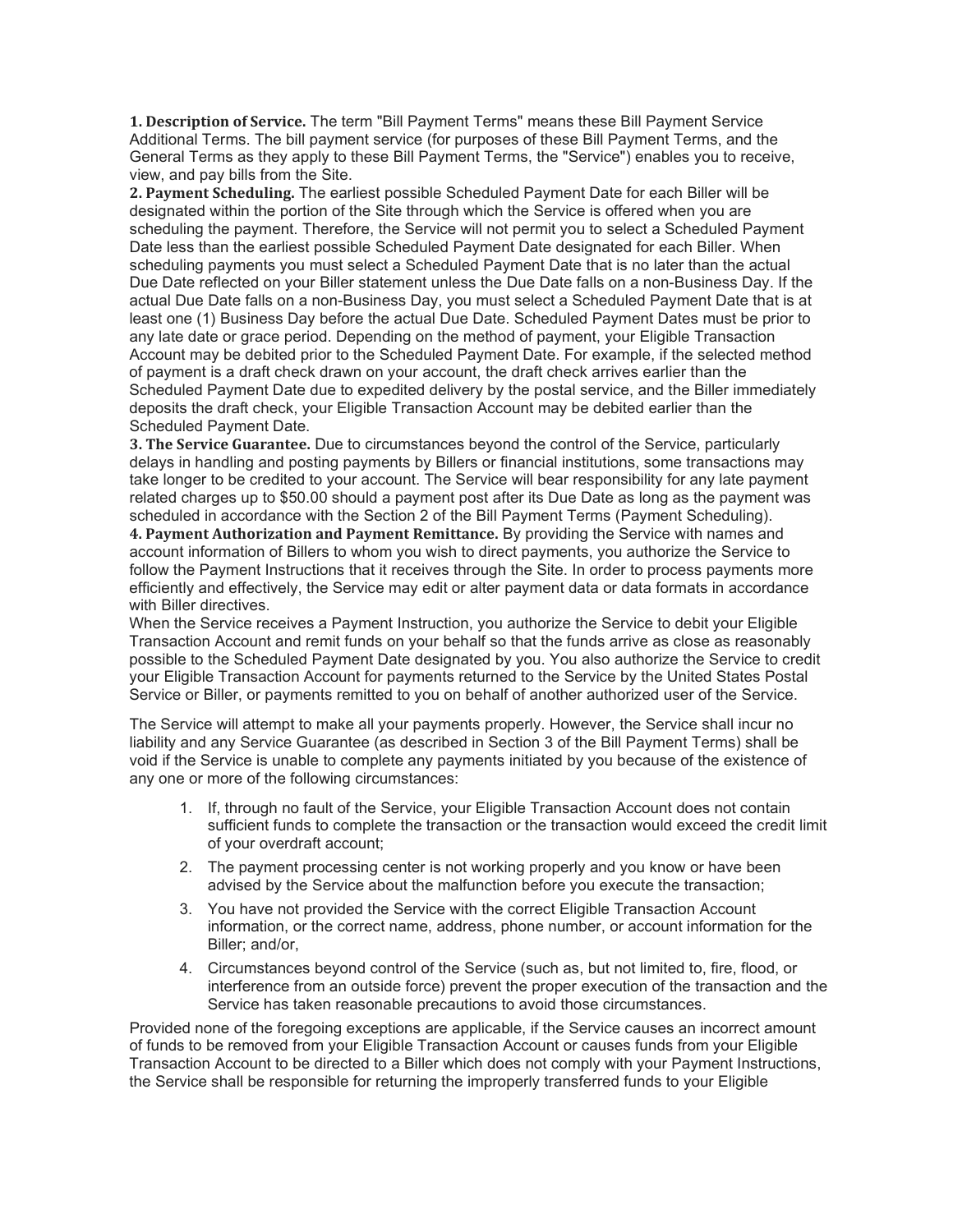**1. Description of Service.** The term "Bill Payment Terms" means these Bill Payment Service Additional Terms. The bill payment service (for purposes of these Bill Payment Terms, and the General Terms as they apply to these Bill Payment Terms, the "Service") enables you to receive, view, and pay bills from the Site.

**2. Payment Scheduling.** The earliest possible Scheduled Payment Date for each Biller will be designated within the portion of the Site through which the Service is offered when you are scheduling the payment. Therefore, the Service will not permit you to select a Scheduled Payment Date less than the earliest possible Scheduled Payment Date designated for each Biller. When scheduling payments you must select a Scheduled Payment Date that is no later than the actual Due Date reflected on your Biller statement unless the Due Date falls on a non-Business Day. If the actual Due Date falls on a non-Business Day, you must select a Scheduled Payment Date that is at least one (1) Business Day before the actual Due Date. Scheduled Payment Dates must be prior to any late date or grace period. Depending on the method of payment, your Eligible Transaction Account may be debited prior to the Scheduled Payment Date. For example, if the selected method of payment is a draft check drawn on your account, the draft check arrives earlier than the Scheduled Payment Date due to expedited delivery by the postal service, and the Biller immediately deposits the draft check, your Eligible Transaction Account may be debited earlier than the Scheduled Payment Date.

**3. The Service Guarantee.** Due to circumstances beyond the control of the Service, particularly delays in handling and posting payments by Billers or financial institutions, some transactions may take longer to be credited to your account. The Service will bear responsibility for any late payment related charges up to $50.00 should a payment post after its Due Date as long as the payment was scheduled in accordance with the Section 2 of the Bill Payment Terms (Payment Scheduling).

**4. Payment Authorization and Payment Remittance.** By providing the Service with names and account information of Billers to whom you wish to direct payments, you authorize the Service to follow the Payment Instructions that it receives through the Site. In order to process payments more efficiently and effectively, the Service may edit or alter payment data or data formats in accordance with Biller directives.

When the Service receives a Payment Instruction, you authorize the Service to debit your Eligible Transaction Account and remit funds on your behalf so that the funds arrive as close as reasonably possible to the Scheduled Payment Date designated by you. You also authorize the Service to credit your Eligible Transaction Account for payments returned to the Service by the United States Postal Service or Biller, or payments remitted to you on behalf of another authorized user of the Service.

The Service will attempt to make all your payments properly. However, the Service shall incur no liability and any Service Guarantee (as described in Section 3 of the Bill Payment Terms) shall be void if the Service is unable to complete any payments initiated by you because of the existence of any one or more of the following circumstances:

1. If, through no fault of the Service, your Eligible Transaction Account does not contain sufficient funds to complete the transaction or the transaction would exceed the credit limit of your overdraft account;
2. The payment processing center is not working properly and you know or have been advised by the Service about the malfunction before you execute the transaction;
3. You have not provided the Service with the correct Eligible Transaction Account information, or the correct name, address, phone number, or account information for the Biller; and/or,
4. Circumstances beyond control of the Service (such as, but not limited to, fire, flood, or interference from an outside force) prevent the proper execution of the transaction and the Service has taken reasonable precautions to avoid those circumstances.

Provided none of the foregoing exceptions are applicable, if the Service causes an incorrect amount of funds to be removed from your Eligible Transaction Account or causes funds from your Eligible Transaction Account to be directed to a Biller which does not comply with your Payment Instructions, the Service shall be responsible for returning the improperly transferred funds to your Eligible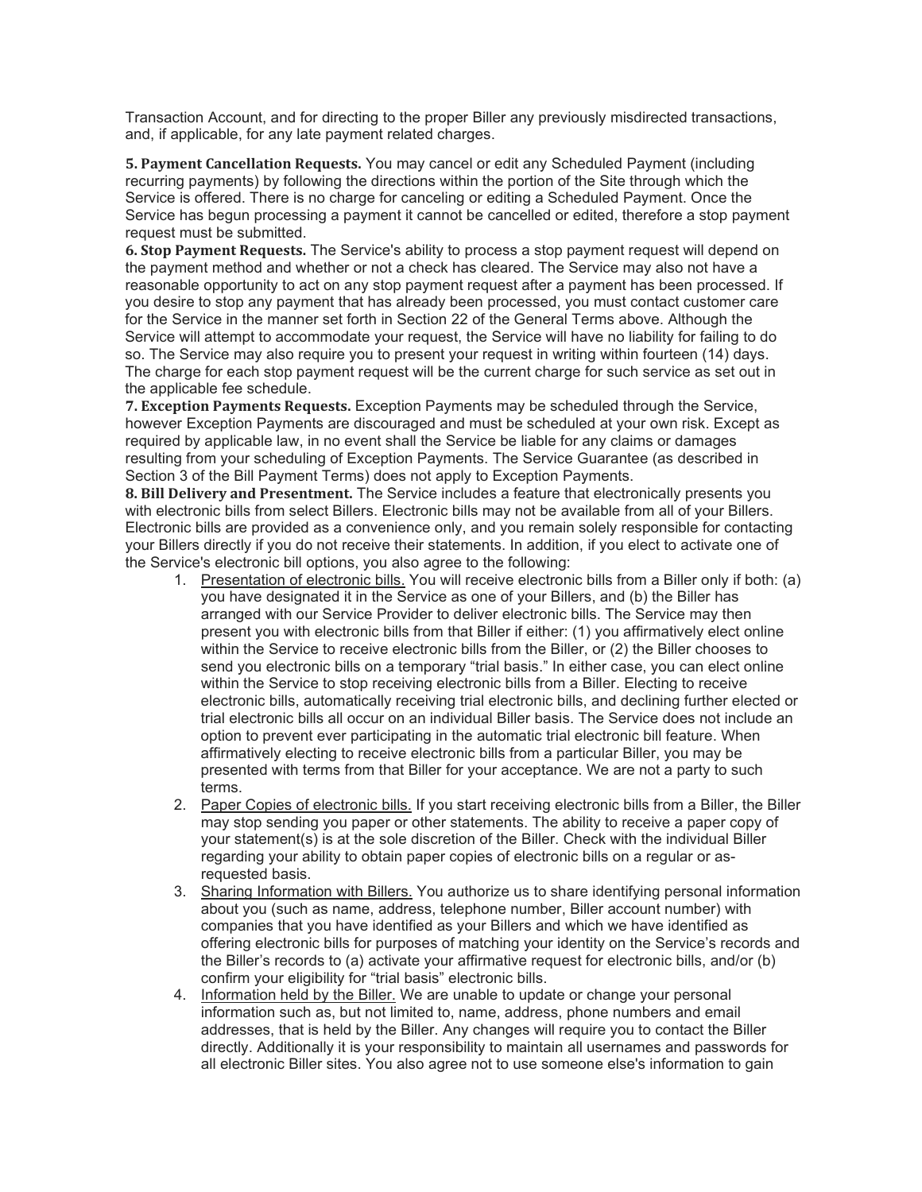Transaction Account, and for directing to the proper Biller any previously misdirected transactions, and, if applicable, for any late payment related charges.

**5. Payment Cancellation Requests.** You may cancel or edit any Scheduled Payment (including recurring payments) by following the directions within the portion of the Site through which the Service is offered. There is no charge for canceling or editing a Scheduled Payment. Once the Service has begun processing a payment it cannot be cancelled or edited, therefore a stop payment request must be submitted.

**6. Stop Payment Requests.** The Service's ability to process a stop payment request will depend on the payment method and whether or not a check has cleared. The Service may also not have a reasonable opportunity to act on any stop payment request after a payment has been processed. If you desire to stop any payment that has already been processed, you must contact customer care for the Service in the manner set forth in Section 22 of the General Terms above. Although the Service will attempt to accommodate your request, the Service will have no liability for failing to do so. The Service may also require you to present your request in writing within fourteen (14) days. The charge for each stop payment request will be the current charge for such service as set out in the applicable fee schedule.

**7. Exception Payments Requests.** Exception Payments may be scheduled through the Service, however Exception Payments are discouraged and must be scheduled at your own risk. Except as required by applicable law, in no event shall the Service be liable for any claims or damages resulting from your scheduling of Exception Payments. The Service Guarantee (as described in Section 3 of the Bill Payment Terms) does not apply to Exception Payments.

**8. Bill Delivery and Presentment.** The Service includes a feature that electronically presents you with electronic bills from select Billers. Electronic bills may not be available from all of your Billers. Electronic bills are provided as a convenience only, and you remain solely responsible for contacting your Billers directly if you do not receive their statements. In addition, if you elect to activate one of the Service's electronic bill options, you also agree to the following:

1. Presentation of electronic bills. You will receive electronic bills from a Biller only if both: (a) you have designated it in the Service as one of your Billers, and (b) the Biller has arranged with our Service Provider to deliver electronic bills. The Service may then present you with electronic bills from that Biller if either: (1) you affirmatively elect online within the Service to receive electronic bills from the Biller, or (2) the Biller chooses to send you electronic bills on a temporary "trial basis." In either case, you can elect online within the Service to stop receiving electronic bills from a Biller. Electing to receive electronic bills, automatically receiving trial electronic bills, and declining further elected or trial electronic bills all occur on an individual Biller basis. The Service does not include an option to prevent ever participating in the automatic trial electronic bill feature. When affirmatively electing to receive electronic bills from a particular Biller, you may be presented with terms from that Biller for your acceptance. We are not a party to such terms.
2. Paper Copies of electronic bills. If you start receiving electronic bills from a Biller, the Biller may stop sending you paper or other statements. The ability to receive a paper copy of your statement(s) is at the sole discretion of the Biller. Check with the individual Biller regarding your ability to obtain paper copies of electronic bills on a regular or as-requested basis.
3. Sharing Information with Billers. You authorize us to share identifying personal information about you (such as name, address, telephone number, Biller account number) with companies that you have identified as your Billers and which we have identified as offering electronic bills for purposes of matching your identity on the Service's records and the Biller's records to (a) activate your affirmative request for electronic bills, and/or (b) confirm your eligibility for "trial basis" electronic bills.
4. Information held by the Biller. We are unable to update or change your personal information such as, but not limited to, name, address, phone numbers and email addresses, that is held by the Biller. Any changes will require you to contact the Biller directly. Additionally it is your responsibility to maintain all usernames and passwords for all electronic Biller sites. You also agree not to use someone else's information to gain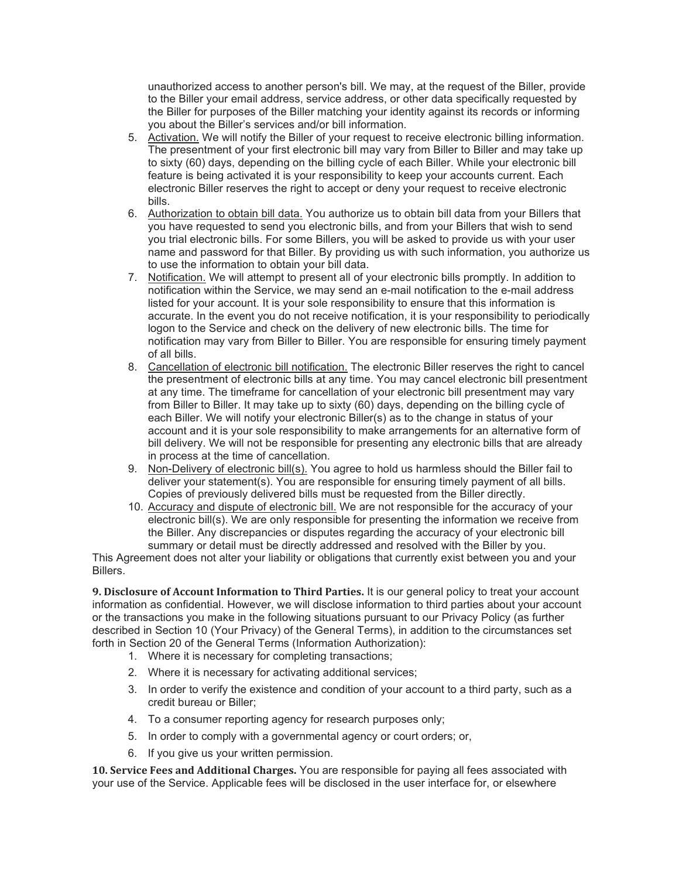unauthorized access to another person's bill. We may, at the request of the Biller, provide to the Biller your email address, service address, or other data specifically requested by the Biller for purposes of the Biller matching your identity against its records or informing you about the Biller's services and/or bill information.

5. Activation. We will notify the Biller of your request to receive electronic billing information. The presentment of your first electronic bill may vary from Biller to Biller and may take up to sixty (60) days, depending on the billing cycle of each Biller. While your electronic bill feature is being activated it is your responsibility to keep your accounts current. Each electronic Biller reserves the right to accept or deny your request to receive electronic bills.
6. Authorization to obtain bill data. You authorize us to obtain bill data from your Billers that you have requested to send you electronic bills, and from your Billers that wish to send you trial electronic bills. For some Billers, you will be asked to provide us with your user name and password for that Biller. By providing us with such information, you authorize us to use the information to obtain your bill data.
7. Notification. We will attempt to present all of your electronic bills promptly. In addition to notification within the Service, we may send an e-mail notification to the e-mail address listed for your account. It is your sole responsibility to ensure that this information is accurate. In the event you do not receive notification, it is your responsibility to periodically logon to the Service and check on the delivery of new electronic bills. The time for notification may vary from Biller to Biller. You are responsible for ensuring timely payment of all bills.
8. Cancellation of electronic bill notification. The electronic Biller reserves the right to cancel the presentment of electronic bills at any time. You may cancel electronic bill presentment at any time. The timeframe for cancellation of your electronic bill presentment may vary from Biller to Biller. It may take up to sixty (60) days, depending on the billing cycle of each Biller. We will notify your electronic Biller(s) as to the change in status of your account and it is your sole responsibility to make arrangements for an alternative form of bill delivery. We will not be responsible for presenting any electronic bills that are already in process at the time of cancellation.
9. Non-Delivery of electronic bill(s). You agree to hold us harmless should the Biller fail to deliver your statement(s). You are responsible for ensuring timely payment of all bills. Copies of previously delivered bills must be requested from the Biller directly.
10. Accuracy and dispute of electronic bill. We are not responsible for the accuracy of your electronic bill(s). We are only responsible for presenting the information we receive from the Biller. Any discrepancies or disputes regarding the accuracy of your electronic bill summary or detail must be directly addressed and resolved with the Biller by you.

This Agreement does not alter your liability or obligations that currently exist between you and your Billers.

**9. Disclosure of Account Information to Third Parties.** It is our general policy to treat your account information as confidential. However, we will disclose information to third parties about your account or the transactions you make in the following situations pursuant to our Privacy Policy (as further described in Section 10 (Your Privacy) of the General Terms), in addition to the circumstances set forth in Section 20 of the General Terms (Information Authorization):

1. Where it is necessary for completing transactions;
2. Where it is necessary for activating additional services;
3. In order to verify the existence and condition of your account to a third party, such as a credit bureau or Biller;
4. To a consumer reporting agency for research purposes only;
5. In order to comply with a governmental agency or court orders; or,
6. If you give us your written permission.

**10. Service Fees and Additional Charges.** You are responsible for paying all fees associated with your use of the Service. Applicable fees will be disclosed in the user interface for, or elsewhere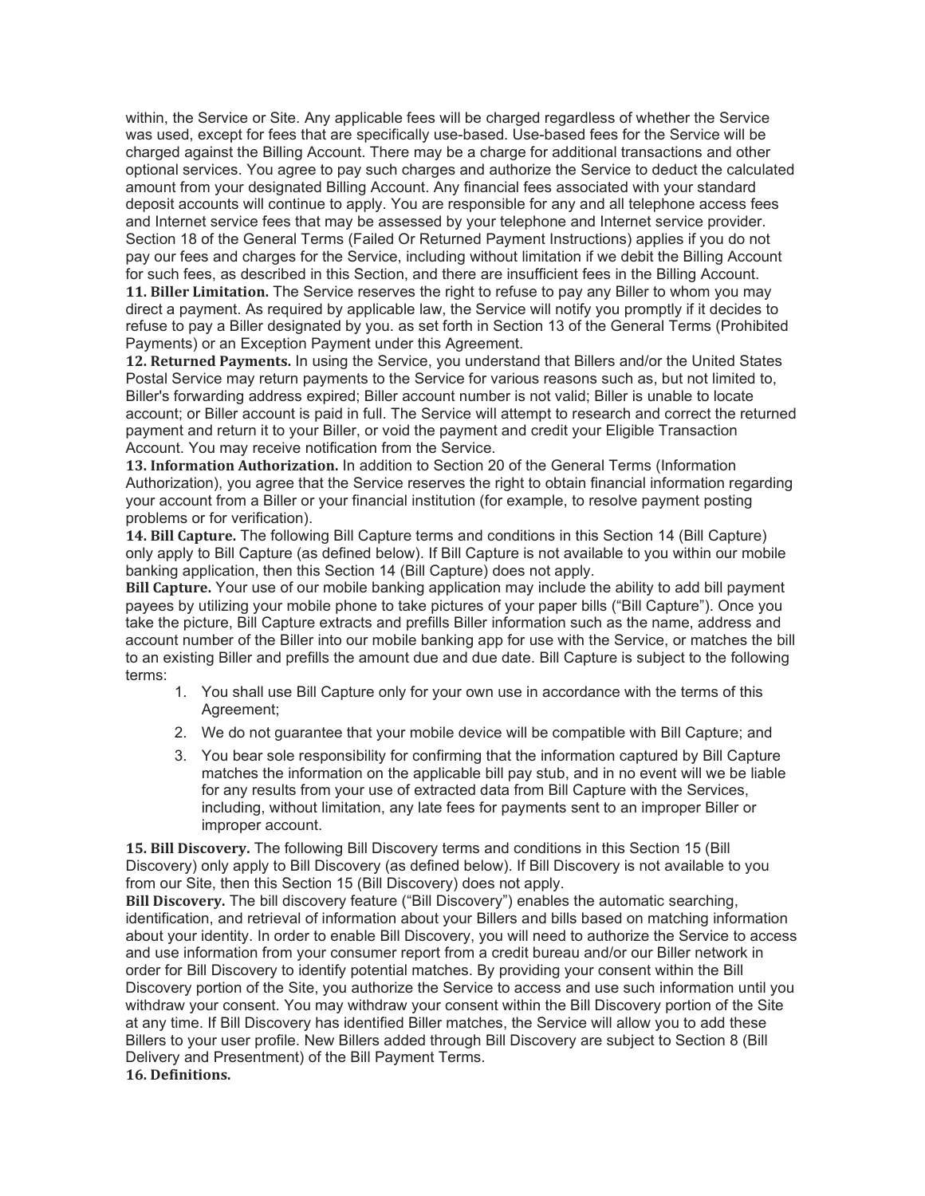within, the Service or Site. Any applicable fees will be charged regardless of whether the Service was used, except for fees that are specifically use-based. Use-based fees for the Service will be charged against the Billing Account. There may be a charge for additional transactions and other optional services. You agree to pay such charges and authorize the Service to deduct the calculated amount from your designated Billing Account. Any financial fees associated with your standard deposit accounts will continue to apply. You are responsible for any and all telephone access fees and Internet service fees that may be assessed by your telephone and Internet service provider. Section 18 of the General Terms (Failed Or Returned Payment Instructions) applies if you do not pay our fees and charges for the Service, including without limitation if we debit the Billing Account for such fees, as described in this Section, and there are insufficient fees in the Billing Account.

**11. Biller Limitation.** The Service reserves the right to refuse to pay any Biller to whom you may direct a payment. As required by applicable law, the Service will notify you promptly if it decides to refuse to pay a Biller designated by you. as set forth in Section 13 of the General Terms (Prohibited Payments) or an Exception Payment under this Agreement.

**12. Returned Payments.** In using the Service, you understand that Billers and/or the United States Postal Service may return payments to the Service for various reasons such as, but not limited to, Biller's forwarding address expired; Biller account number is not valid; Biller is unable to locate account; or Biller account is paid in full. The Service will attempt to research and correct the returned payment and return it to your Biller, or void the payment and credit your Eligible Transaction Account. You may receive notification from the Service.

**13. Information Authorization.** In addition to Section 20 of the General Terms (Information Authorization), you agree that the Service reserves the right to obtain financial information regarding your account from a Biller or your financial institution (for example, to resolve payment posting problems or for verification).

**14. Bill Capture.** The following Bill Capture terms and conditions in this Section 14 (Bill Capture) only apply to Bill Capture (as defined below). If Bill Capture is not available to you within our mobile banking application, then this Section 14 (Bill Capture) does not apply.

**Bill Capture.** Your use of our mobile banking application may include the ability to add bill payment payees by utilizing your mobile phone to take pictures of your paper bills ("Bill Capture"). Once you take the picture, Bill Capture extracts and prefills Biller information such as the name, address and account number of the Biller into our mobile banking app for use with the Service, or matches the bill to an existing Biller and prefills the amount due and due date. Bill Capture is subject to the following terms:

1. You shall use Bill Capture only for your own use in accordance with the terms of this Agreement;
2. We do not guarantee that your mobile device will be compatible with Bill Capture; and
3. You bear sole responsibility for confirming that the information captured by Bill Capture matches the information on the applicable bill pay stub, and in no event will we be liable for any results from your use of extracted data from Bill Capture with the Services, including, without limitation, any late fees for payments sent to an improper Biller or improper account.

**15. Bill Discovery.** The following Bill Discovery terms and conditions in this Section 15 (Bill Discovery) only apply to Bill Discovery (as defined below). If Bill Discovery is not available to you from our Site, then this Section 15 (Bill Discovery) does not apply.

**Bill Discovery.** The bill discovery feature ("Bill Discovery") enables the automatic searching, identification, and retrieval of information about your Billers and bills based on matching information about your identity. In order to enable Bill Discovery, you will need to authorize the Service to access and use information from your consumer report from a credit bureau and/or our Biller network in order for Bill Discovery to identify potential matches. By providing your consent within the Bill Discovery portion of the Site, you authorize the Service to access and use such information until you withdraw your consent. You may withdraw your consent within the Bill Discovery portion of the Site at any time. If Bill Discovery has identified Biller matches, the Service will allow you to add these Billers to your user profile. New Billers added through Bill Discovery are subject to Section 8 (Bill Delivery and Presentment) of the Bill Payment Terms.

**16. Definitions.**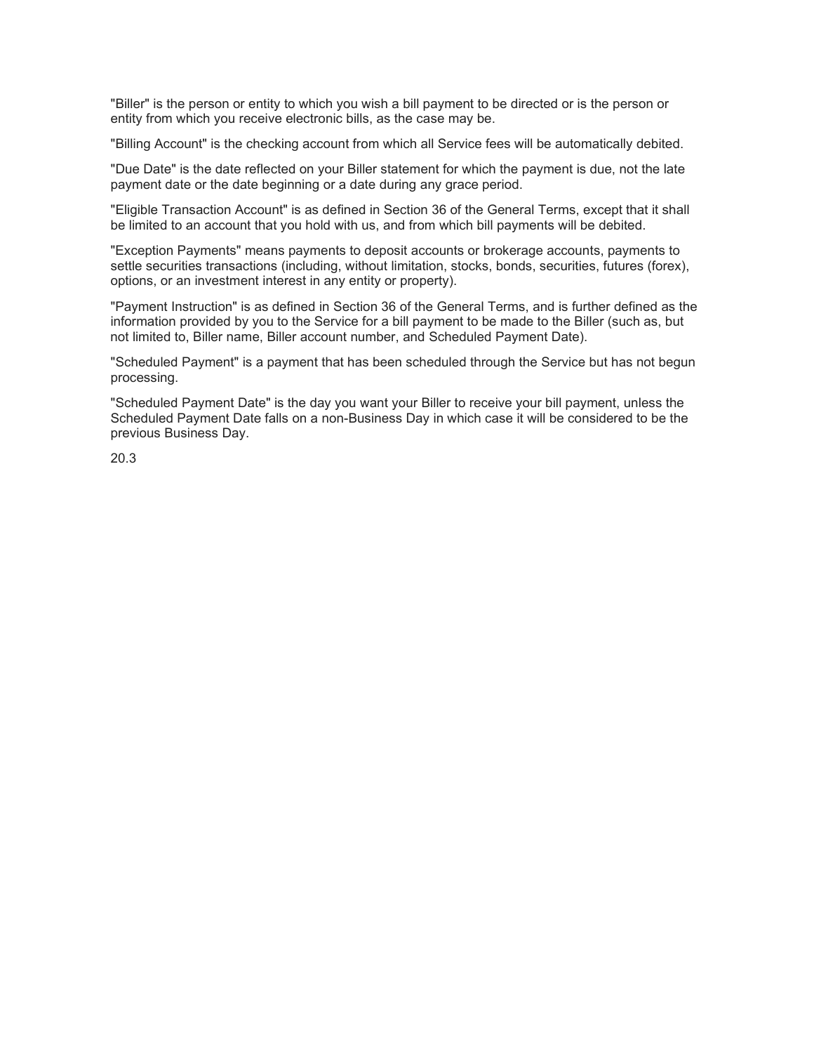"Biller" is the person or entity to which you wish a bill payment to be directed or is the person or entity from which you receive electronic bills, as the case may be.

"Billing Account" is the checking account from which all Service fees will be automatically debited.

"Due Date" is the date reflected on your Biller statement for which the payment is due, not the late payment date or the date beginning or a date during any grace period.

"Eligible Transaction Account" is as defined in Section 36 of the General Terms, except that it shall be limited to an account that you hold with us, and from which bill payments will be debited.

"Exception Payments" means payments to deposit accounts or brokerage accounts, payments to settle securities transactions (including, without limitation, stocks, bonds, securities, futures (forex), options, or an investment interest in any entity or property).

"Payment Instruction" is as defined in Section 36 of the General Terms, and is further defined as the information provided by you to the Service for a bill payment to be made to the Biller (such as, but not limited to, Biller name, Biller account number, and Scheduled Payment Date).

"Scheduled Payment" is a payment that has been scheduled through the Service but has not begun processing.

"Scheduled Payment Date" is the day you want your Biller to receive your bill payment, unless the Scheduled Payment Date falls on a non-Business Day in which case it will be considered to be the previous Business Day.

20.3